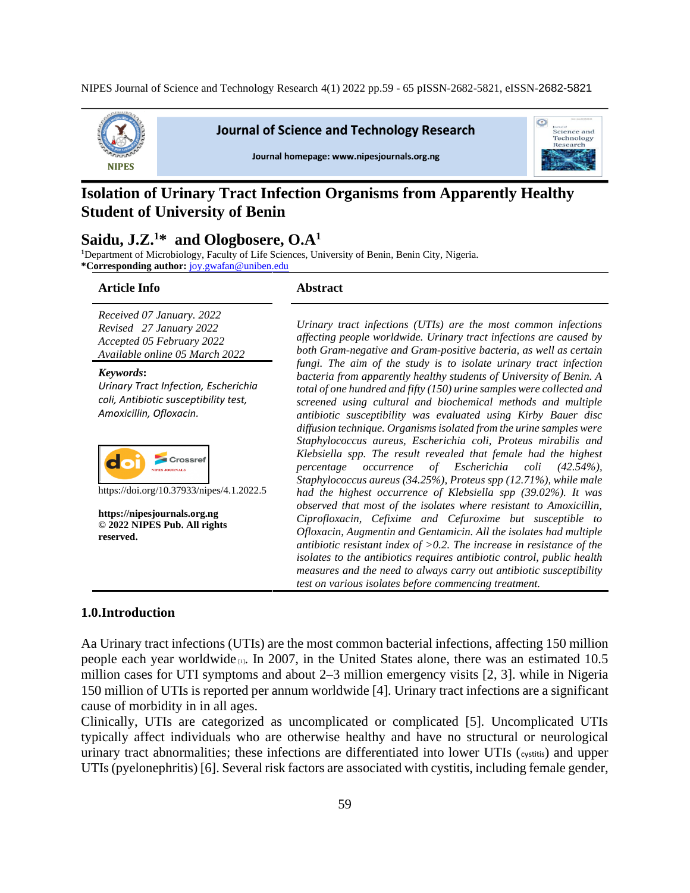# Isolation of Urinary Tract Infection Organisms from Apparently Healthy Student of University of Benin

## Saidu, J.Z.[1]* and Ologbosere, O.A[1]

[1]Department of Microbiology, Faculty of Life Sciences, University of Benin, Benin City, Nigeria.
***Corresponding author:** joy.gwafan@uniben.edu

### Article Info

*Received 07 January. 2022*
*Revised 27 January 2022*
*Accepted 05 February 2022*
*Available online 05 March 2022*

***Keywords:***
*Urinary Tract Infection, Escherichia coli, Antibiotic susceptibility test, Amoxicillin, Ofloxacin.*

https://doi.org/10.37933/nipes/4.1.2022.5

**https://nipesjournals.org.ng**
**© 2022 NIPES Pub. All rights reserved.**

### Abstract

*Urinary tract infections (UTIs) are the most common infections affecting people worldwide. Urinary tract infections are caused by both Gram-negative and Gram-positive bacteria, as well as certain fungi. The aim of the study is to isolate urinary tract infection bacteria from apparently healthy students of University of Benin. A total of one hundred and fifty (150) urine samples were collected and screened using cultural and biochemical methods and multiple antibiotic susceptibility was evaluated using Kirby Bauer disc diffusion technique. Organisms isolated from the urine samples were Staphylococcus aureus, Escherichia coli, Proteus mirabilis and Klebsiella spp. The result revealed that female had the highest percentage occurrence of Escherichia coli (42.54%), Staphylococcus aureus (34.25%), Proteus spp (12.71%), while male had the highest occurrence of Klebsiella spp (39.02%). It was observed that most of the isolates where resistant to Amoxicillin, Ciprofloxacin, Cefixime and Cefuroxime but susceptible to Ofloxacin, Augmentin and Gentamicin. All the isolates had multiple antibiotic resistant index of >0.2. The increase in resistance of the isolates to the antibiotics requires antibiotic control, public health measures and the need to always carry out antibiotic susceptibility test on various isolates before commencing treatment.*

## 1.0.Introduction

Aa Urinary tract infections (UTIs) are the most common bacterial infections, affecting 150 million people each year worldwide [1]. In 2007, in the United States alone, there was an estimated 10.5 million cases for UTI symptoms and about 2–3 million emergency visits [2, 3]. while in Nigeria 150 million of UTIs is reported per annum worldwide [4]. Urinary tract infections are a significant cause of morbidity in in all ages.

Clinically, UTIs are categorized as uncomplicated or complicated [5]. Uncomplicated UTIs typically affect individuals who are otherwise healthy and have no structural or neurological urinary tract abnormalities; these infections are differentiated into lower UTIs (cystitis) and upper UTIs (pyelonephritis) [6]. Several risk factors are associated with cystitis, including female gender,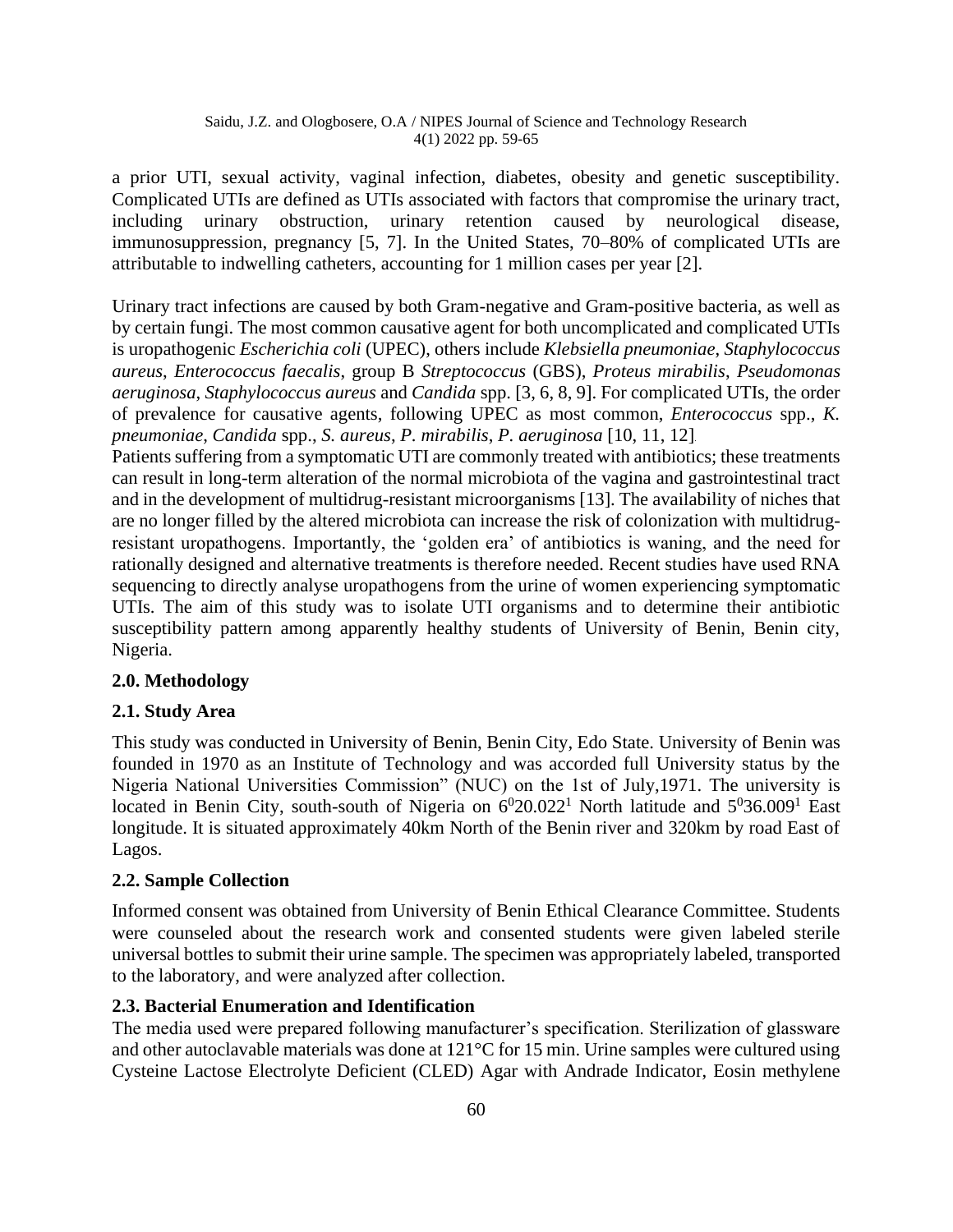a prior UTI, sexual activity, vaginal infection, diabetes, obesity and genetic susceptibility. Complicated UTIs are defined as UTIs associated with factors that compromise the urinary tract, including urinary obstruction, urinary retention caused by neurological disease, immunosuppression, pregnancy [5, 7]. In the United States, 70–80% of complicated UTIs are attributable to indwelling catheters, accounting for 1 million cases per year [2].

Urinary tract infections are caused by both Gram-negative and Gram-positive bacteria, as well as by certain fungi. The most common causative agent for both uncomplicated and complicated UTIs is uropathogenic *Escherichia coli* (UPEC), others include *Klebsiella pneumoniae*, *Staphylococcus aureus*, *Enterococcus faecalis*, group B *Streptococcus* (GBS), *Proteus mirabilis*, *Pseudomonas aeruginosa*, *Staphylococcus aureus* and *Candida* spp. [3, 6, 8, 9]. For complicated UTIs, the order of prevalence for causative agents, following UPEC as most common, *Enterococcus* spp., *K. pneumoniae*, *Candida* spp., *S. aureus*, *P. mirabilis*, *P. aeruginosa* [10, 11, 12].

Patients suffering from a symptomatic UTI are commonly treated with antibiotics; these treatments can result in long-term alteration of the normal microbiota of the vagina and gastrointestinal tract and in the development of multidrug-resistant microorganisms [13]. The availability of niches that are no longer filled by the altered microbiota can increase the risk of colonization with multidrug-resistant uropathogens. Importantly, the 'golden era' of antibiotics is waning, and the need for rationally designed and alternative treatments is therefore needed. Recent studies have used RNA sequencing to directly analyse uropathogens from the urine of women experiencing symptomatic UTIs. The aim of this study was to isolate UTI organisms and to determine their antibiotic susceptibility pattern among apparently healthy students of University of Benin, Benin city, Nigeria.

## 2.0. Methodology

### 2.1. Study Area

This study was conducted in University of Benin, Benin City, Edo State. University of Benin was founded in 1970 as an Institute of Technology and was accorded full University status by the Nigeria National Universities Commission" (NUC) on the 1st of July,1971. The university is located in Benin City, south-south of Nigeria on $6^{0}20.022^{1}$ North latitude and $5^{0}36.009^{1}$ East longitude. It is situated approximately 40km North of the Benin river and 320km by road East of Lagos.

### 2.2. Sample Collection

Informed consent was obtained from University of Benin Ethical Clearance Committee. Students were counseled about the research work and consented students were given labeled sterile universal bottles to submit their urine sample. The specimen was appropriately labeled, transported to the laboratory, and were analyzed after collection.

### 2.3. Bacterial Enumeration and Identification

The media used were prepared following manufacturer's specification. Sterilization of glassware and other autoclavable materials was done at 121°C for 15 min. Urine samples were cultured using Cysteine Lactose Electrolyte Deficient (CLED) Agar with Andrade Indicator, Eosin methylene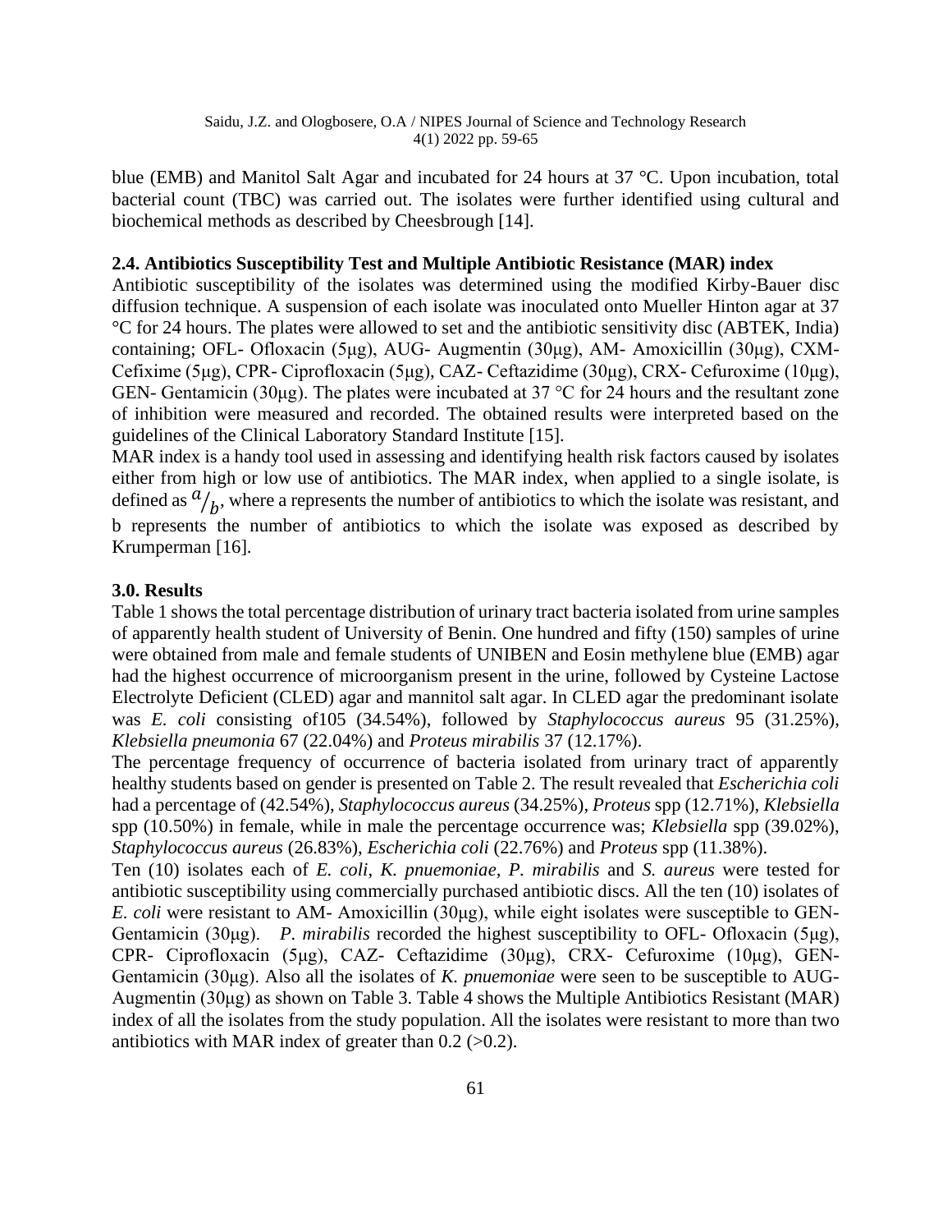blue (EMB) and Manitol Salt Agar and incubated for 24 hours at 37 °C. Upon incubation, total bacterial count (TBC) was carried out. The isolates were further identified using cultural and biochemical methods as described by Cheesbrough [14].

### 2.4. Antibiotics Susceptibility Test and Multiple Antibiotic Resistance (MAR) index

Antibiotic susceptibility of the isolates was determined using the modified Kirby-Bauer disc diffusion technique. A suspension of each isolate was inoculated onto Mueller Hinton agar at 37 °C for 24 hours. The plates were allowed to set and the antibiotic sensitivity disc (ABTEK, India) containing; OFL- Ofloxacin (5μg), AUG- Augmentin (30μg), AM- Amoxicillin (30μg), CXM- Cefixime (5μg), CPR- Ciprofloxacin (5μg), CAZ- Ceftazidime (30μg), CRX- Cefuroxime (10μg), GEN- Gentamicin (30μg). The plates were incubated at 37 °C for 24 hours and the resultant zone of inhibition were measured and recorded. The obtained results were interpreted based on the guidelines of the Clinical Laboratory Standard Institute [15].

MAR index is a handy tool used in assessing and identifying health risk factors caused by isolates either from high or low use of antibiotics. The MAR index, when applied to a single isolate, is defined as $a/_b$, where a represents the number of antibiotics to which the isolate was resistant, and b represents the number of antibiotics to which the isolate was exposed as described by Krumperman [16].

## 3.0. Results

Table 1 shows the total percentage distribution of urinary tract bacteria isolated from urine samples of apparently health student of University of Benin. One hundred and fifty (150) samples of urine were obtained from male and female students of UNIBEN and Eosin methylene blue (EMB) agar had the highest occurrence of microorganism present in the urine, followed by Cysteine Lactose Electrolyte Deficient (CLED) agar and mannitol salt agar. In CLED agar the predominant isolate was *E. coli* consisting of105 (34.54%), followed by *Staphylococcus aureus* 95 (31.25%), *Klebsiella pneumonia* 67 (22.04%) and *Proteus mirabilis* 37 (12.17%).

The percentage frequency of occurrence of bacteria isolated from urinary tract of apparently healthy students based on gender is presented on Table 2. The result revealed that *Escherichia coli* had a percentage of (42.54%), *Staphylococcus aureus* (34.25%), *Proteus* spp (12.71%), *Klebsiella* spp (10.50%) in female, while in male the percentage occurrence was; *Klebsiella* spp (39.02%), *Staphylococcus aureus* (26.83%), *Escherichia coli* (22.76%) and *Proteus* spp (11.38%).

Ten (10) isolates each of *E. coli*, *K. pnuemoniae, P. mirabilis* and *S. aureus* were tested for antibiotic susceptibility using commercially purchased antibiotic discs. All the ten (10) isolates of *E. coli* were resistant to AM- Amoxicillin (30μg), while eight isolates were susceptible to GEN- Gentamicin (30μg). *P. mirabilis* recorded the highest susceptibility to OFL- Ofloxacin (5μg), CPR- Ciprofloxacin (5μg), CAZ- Ceftazidime (30μg), CRX- Cefuroxime (10μg), GEN- Gentamicin (30μg). Also all the isolates of *K. pnuemoniae* were seen to be susceptible to AUG- Augmentin (30μg) as shown on Table 3. Table 4 shows the Multiple Antibiotics Resistant (MAR) index of all the isolates from the study population. All the isolates were resistant to more than two antibiotics with MAR index of greater than 0.2 (>0.2).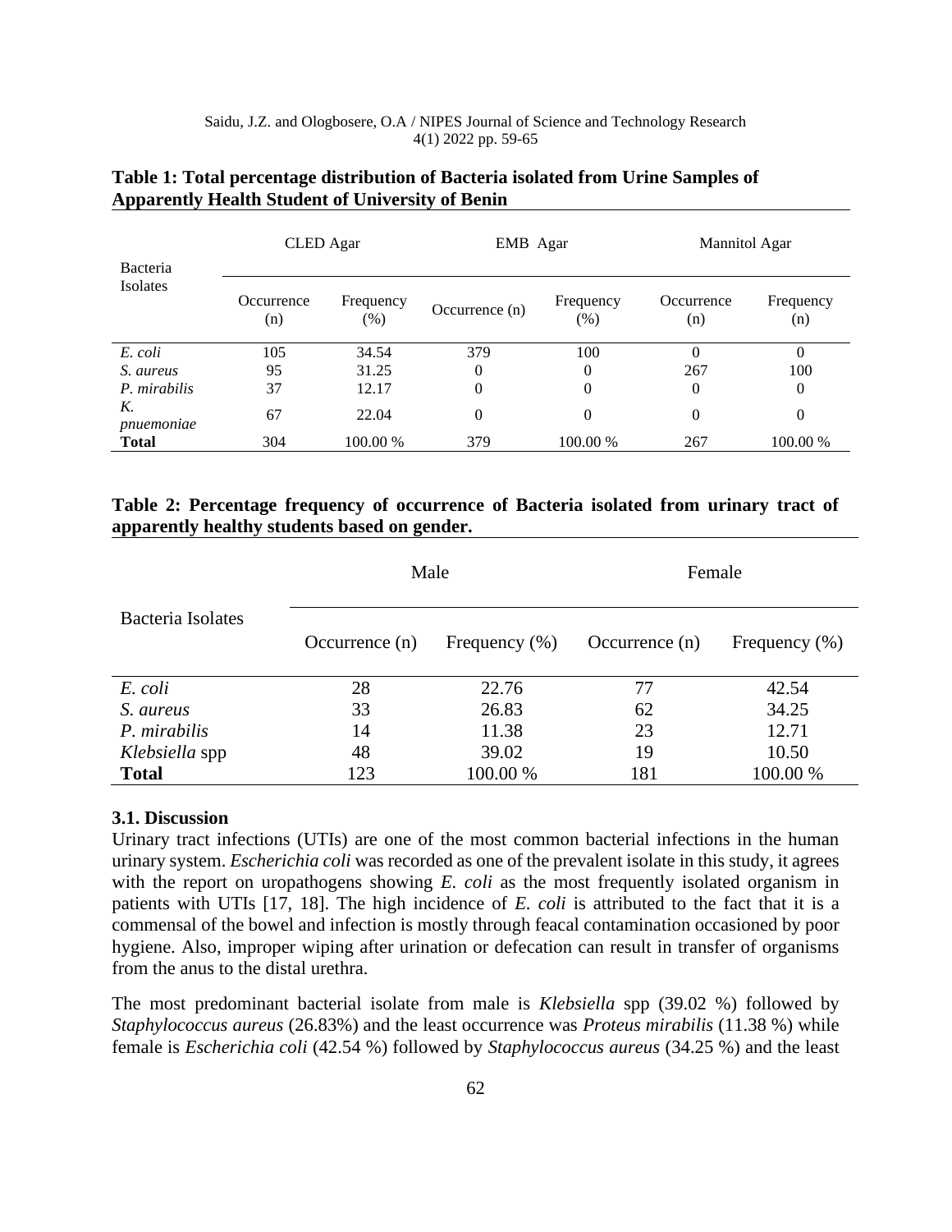**Table 1: Total percentage distribution of Bacteria isolated from Urine Samples of Apparently Health Student of University of Benin**

| Bacteria Isolates | CLED Agar | | EMB Agar | | Mannitol Agar | |
|---|---|---|---|---|---|---|
| | Occurrence (n) | Frequency (%) | Occurrence (n) | Frequency (%) | Occurrence (n) | Frequency (n) |
| *E. coli* | 105 | 34.54 | 379 | 100 | 0 | 0 |
| *S. aureus* | 95 | 31.25 | 0 | 0 | 267 | 100 |
| *P. mirabilis* | 37 | 12.17 | 0 | 0 | 0 | 0 |
| *K. pnuemoniae* | 67 | 22.04 | 0 | 0 | 0 | 0 |
| **Total** | 304 | 100.00 % | 379 | 100.00 % | 267 | 100.00 % |

**Table 2: Percentage frequency of occurrence of Bacteria isolated from urinary tract of apparently healthy students based on gender.**

| Bacteria Isolates | Male | | Female | |
|---|---|---|---|---|
| | Occurrence (n) | Frequency (%) | Occurrence (n) | Frequency (%) |
| *E. coli* | 28 | 22.76 | 77 | 42.54 |
| *S. aureus* | 33 | 26.83 | 62 | 34.25 |
| *P. mirabilis* | 14 | 11.38 | 23 | 12.71 |
| *Klebsiella* spp | 48 | 39.02 | 19 | 10.50 |
| **Total** | 123 | 100.00 % | 181 | 100.00 % |

### 3.1. Discussion

Urinary tract infections (UTIs) are one of the most common bacterial infections in the human urinary system. *Escherichia coli* was recorded as one of the prevalent isolate in this study, it agrees with the report on uropathogens showing *E. coli* as the most frequently isolated organism in patients with UTIs [17, 18]. The high incidence of *E. coli* is attributed to the fact that it is a commensal of the bowel and infection is mostly through feacal contamination occasioned by poor hygiene. Also, improper wiping after urination or defecation can result in transfer of organisms from the anus to the distal urethra.

The most predominant bacterial isolate from male is *Klebsiella* spp (39.02 %) followed by *Staphylococcus aureus* (26.83%) and the least occurrence was *Proteus mirabilis* (11.38 %) while female is *Escherichia coli* (42.54 %) followed by *Staphylococcus aureus* (34.25 %) and the least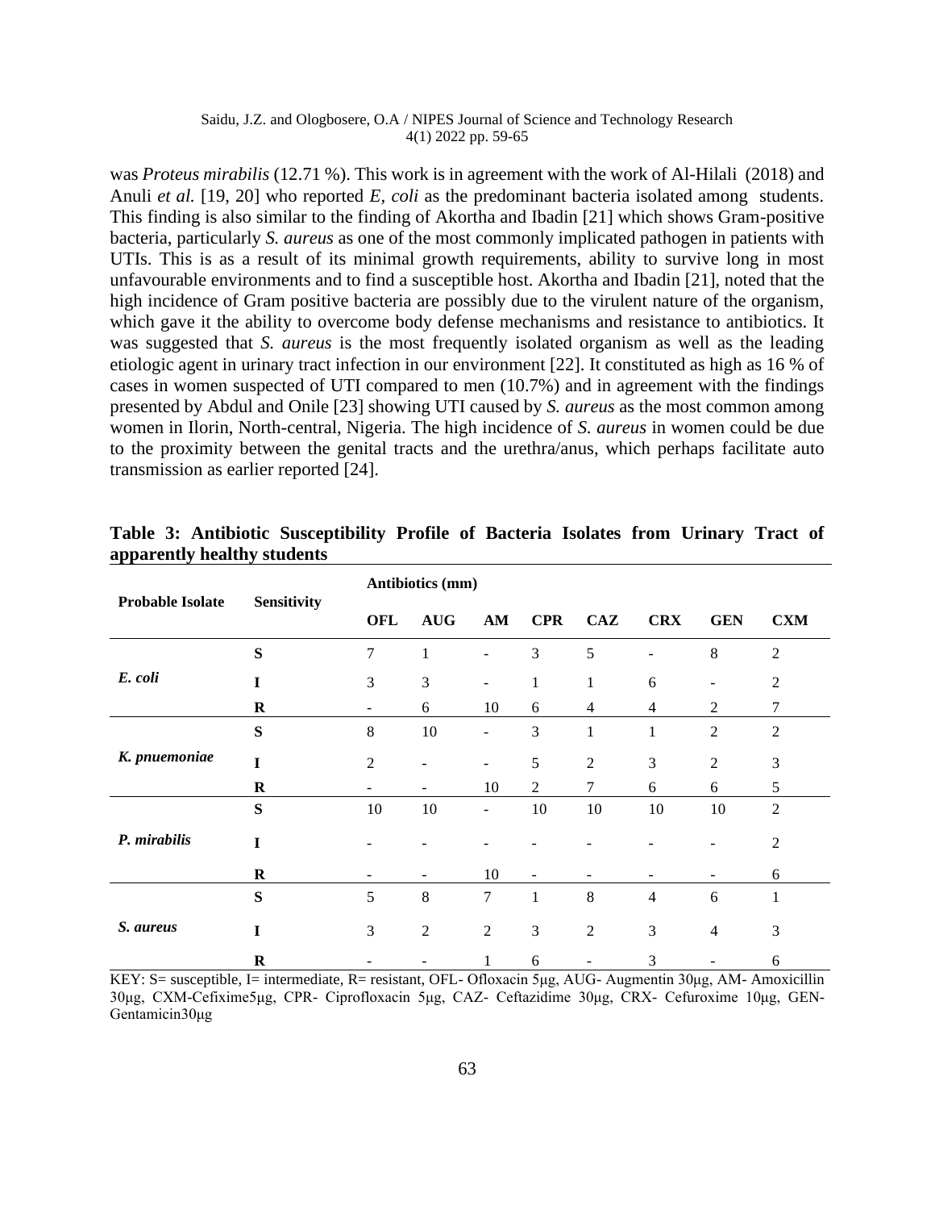was *Proteus mirabilis* (12.71 %). This work is in agreement with the work of Al-Hilali (2018) and Anuli *et al.* [19, 20] who reported *E, coli* as the predominant bacteria isolated among students. This finding is also similar to the finding of Akortha and Ibadin [21] which shows Gram-positive bacteria, particularly *S. aureus* as one of the most commonly implicated pathogen in patients with UTIs. This is as a result of its minimal growth requirements, ability to survive long in most unfavourable environments and to find a susceptible host. Akortha and Ibadin [21], noted that the high incidence of Gram positive bacteria are possibly due to the virulent nature of the organism, which gave it the ability to overcome body defense mechanisms and resistance to antibiotics. It was suggested that *S. aureus* is the most frequently isolated organism as well as the leading etiologic agent in urinary tract infection in our environment [22]. It constituted as high as 16 % of cases in women suspected of UTI compared to men (10.7%) and in agreement with the findings presented by Abdul and Onile [23] showing UTI caused by *S. aureus* as the most common among women in Ilorin, North-central, Nigeria. The high incidence of *S. aureus* in women could be due to the proximity between the genital tracts and the urethra/anus, which perhaps facilitate auto transmission as earlier reported [24].

**Table 3: Antibiotic Susceptibility Profile of Bacteria Isolates from Urinary Tract of apparently healthy students**

| Probable Isolate | Sensitivity | Antibiotics (mm) | | | | | | | |
|---|---|---|---|---|---|---|---|---|---|
| | | **OFL** | **AUG** | **AM** | **CPR** | **CAZ** | **CRX** | **GEN** | **CXM** |
| *E. coli* | **S** | 7 | 1 | - | 3 | 5 | - | 8 | 2 |
| | **I** | 3 | 3 | - | 1 | 1 | 6 | - | 2 |
| | **R** | - | 6 | 10 | 6 | 4 | 4 | 2 | 7 |
| *K. pnuemoniae* | **S** | 8 | 10 | - | 3 | 1 | 1 | 2 | 2 |
| | **I** | 2 | - | - | 5 | 2 | 3 | 2 | 3 |
| | **R** | - | - | 10 | 2 | 7 | 6 | 6 | 5 |
| *P. mirabilis* | **S** | 10 | 10 | - | 10 | 10 | 10 | 10 | 2 |
| | **I** | - | - | - | - | - | - | - | 2 |
| | **R** | - | - | 10 | - | - | - | - | 6 |
| *S. aureus* | **S** | 5 | 8 | 7 | 1 | 8 | 4 | 6 | 1 |
| | **I** | 3 | 2 | 2 | 3 | 2 | 3 | 4 | 3 |
| | **R** | - | - | 1 | 6 | - | 3 | - | 6 |

KEY: S= susceptible, I= intermediate, R= resistant, OFL- Ofloxacin 5µg, AUG- Augmentin 30µg, AM- Amoxicillin 30µg, CXM-Cefixime5µg, CPR- Ciprofloxacin 5µg, CAZ- Ceftazidime 30µg, CRX- Cefuroxime 10µg, GEN- Gentamicin30µg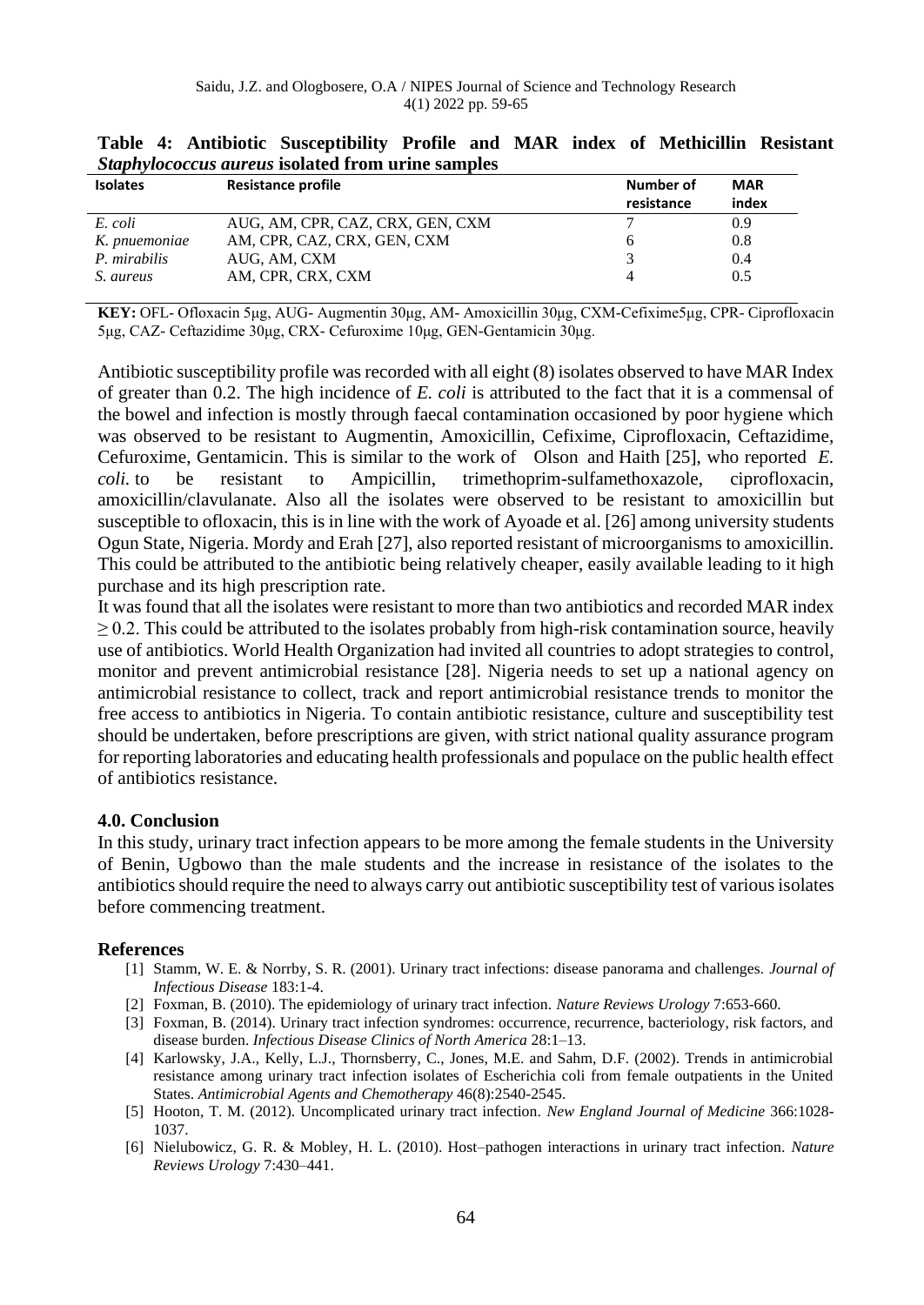**Table 4: Antibiotic Susceptibility Profile and MAR index of Methicillin Resistant *Staphylococcus aureus* isolated from urine samples**

| Isolates | Resistance profile | Number of resistance | MAR index |
|---|---|---|---|
| *E. coli* | AUG, AM, CPR, CAZ, CRX, GEN, CXM | 7 | 0.9 |
| *K. pnuemoniae* | AM, CPR, CAZ, CRX, GEN, CXM | 6 | 0.8 |
| *P. mirabilis* | AUG, AM, CXM | 3 | 0.4 |
| *S. aureus* | AM, CPR, CRX, CXM | 4 | 0.5 |

**KEY:** OFL- Ofloxacin 5µg, AUG- Augmentin 30µg, AM- Amoxicillin 30µg, CXM-Cefixime5µg, CPR- Ciprofloxacin 5µg, CAZ- Ceftazidime 30µg, CRX- Cefuroxime 10µg, GEN-Gentamicin 30µg.

Antibiotic susceptibility profile was recorded with all eight (8) isolates observed to have MAR Index of greater than 0.2. The high incidence of *E. coli* is attributed to the fact that it is a commensal of the bowel and infection is mostly through faecal contamination occasioned by poor hygiene which was observed to be resistant to Augmentin, Amoxicillin, Cefixime, Ciprofloxacin, Ceftazidime, Cefuroxime, Gentamicin. This is similar to the work of Olson and Haith [25], who reported *E. coli.* to be resistant to Ampicillin, trimethoprim-sulfamethoxazole, ciprofloxacin, amoxicillin/clavulanate. Also all the isolates were observed to be resistant to amoxicillin but susceptible to ofloxacin, this is in line with the work of Ayoade et al. [26] among university students Ogun State, Nigeria. Mordy and Erah [27], also reported resistant of microorganisms to amoxicillin. This could be attributed to the antibiotic being relatively cheaper, easily available leading to it high purchase and its high prescription rate.

It was found that all the isolates were resistant to more than two antibiotics and recorded MAR index $\geq 0.2$. This could be attributed to the isolates probably from high-risk contamination source, heavily use of antibiotics. World Health Organization had invited all countries to adopt strategies to control, monitor and prevent antimicrobial resistance [28]. Nigeria needs to set up a national agency on antimicrobial resistance to collect, track and report antimicrobial resistance trends to monitor the free access to antibiotics in Nigeria. To contain antibiotic resistance, culture and susceptibility test should be undertaken, before prescriptions are given, with strict national quality assurance program for reporting laboratories and educating health professionals and populace on the public health effect of antibiotics resistance.

## 4.0. Conclusion

In this study, urinary tract infection appears to be more among the female students in the University of Benin, Ugbowo than the male students and the increase in resistance of the isolates to the antibiotics should require the need to always carry out antibiotic susceptibility test of various isolates before commencing treatment.

## References

[1] Stamm, W. E. & Norrby, S. R. (2001). Urinary tract infections: disease panorama and challenges. *Journal of Infectious Disease* 183:1-4.

[2] Foxman, B. (2010). The epidemiology of urinary tract infection. *Nature Reviews Urology* 7:653-660.

[3] Foxman, B. (2014). Urinary tract infection syndromes: occurrence, recurrence, bacteriology, risk factors, and disease burden. *Infectious Disease Clinics of North America* 28:1–13.

[4] Karlowsky, J.A., Kelly, L.J., Thornsberry, C., Jones, M.E. and Sahm, D.F. (2002). Trends in antimicrobial resistance among urinary tract infection isolates of Escherichia coli from female outpatients in the United States. *Antimicrobial Agents and Chemotherapy* 46(8):2540-2545.

[5] Hooton, T. M. (2012). Uncomplicated urinary tract infection. *New England Journal of Medicine* 366:1028-1037.

[6] Nielubowicz, G. R. & Mobley, H. L. (2010). Host–pathogen interactions in urinary tract infection. *Nature Reviews Urology* 7:430–441.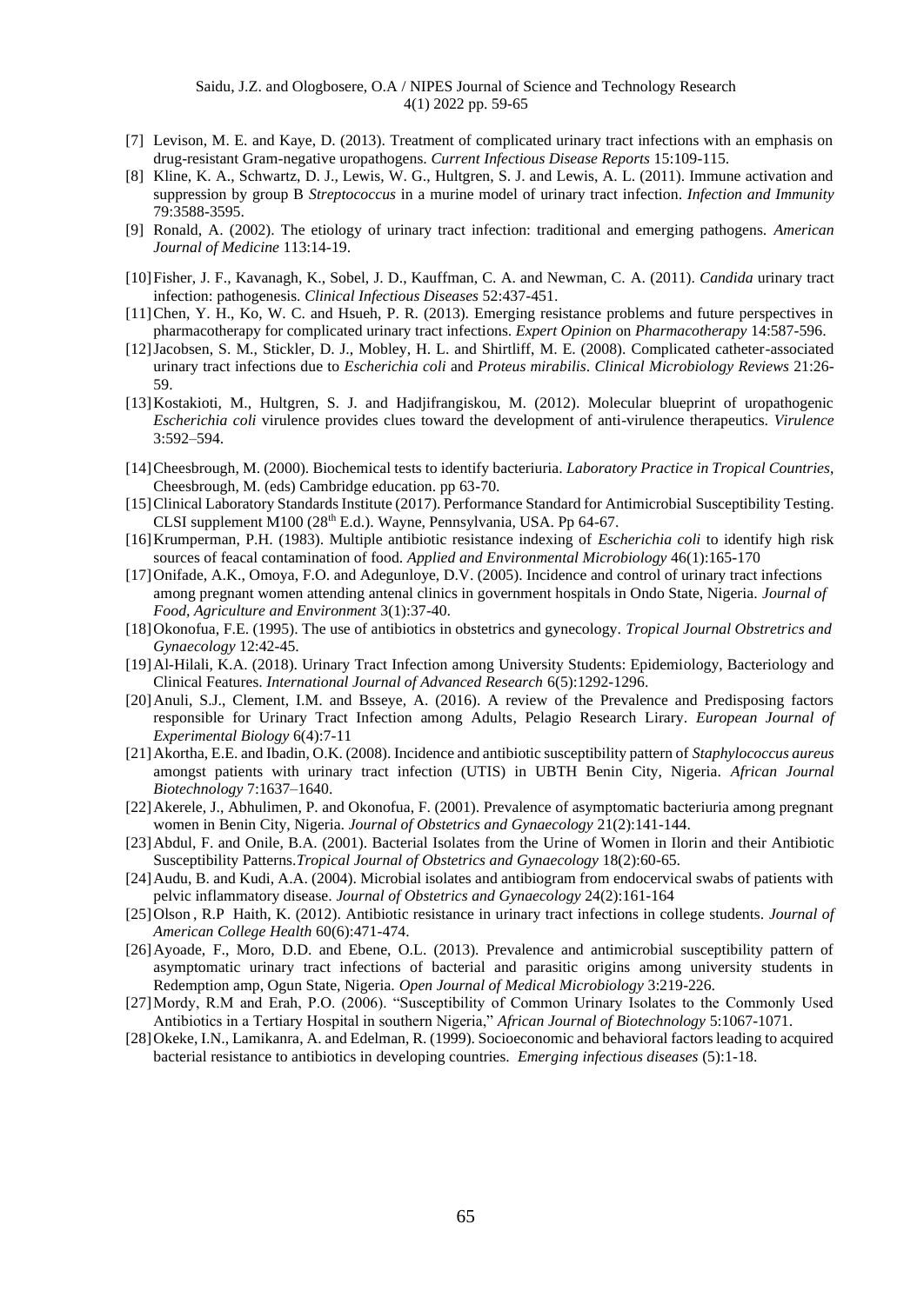[7] Levison, M. E. and Kaye, D. (2013). Treatment of complicated urinary tract infections with an emphasis on drug-resistant Gram-negative uropathogens. *Current Infectious Disease Reports* 15:109-115.

[8] Kline, K. A., Schwartz, D. J., Lewis, W. G., Hultgren, S. J. and Lewis, A. L. (2011). Immune activation and suppression by group B *Streptococcus* in a murine model of urinary tract infection. *Infection and Immunity* 79:3588-3595.

[9] Ronald, A. (2002). The etiology of urinary tract infection: traditional and emerging pathogens. *American Journal of Medicine* 113:14-19.

[10] Fisher, J. F., Kavanagh, K., Sobel, J. D., Kauffman, C. A. and Newman, C. A. (2011). *Candida* urinary tract infection: pathogenesis. *Clinical Infectious Diseases* 52:437-451.

[11] Chen, Y. H., Ko, W. C. and Hsueh, P. R. (2013). Emerging resistance problems and future perspectives in pharmacotherapy for complicated urinary tract infections. *Expert Opinion* on *Pharmacotherapy* 14:587-596.

[12] Jacobsen, S. M., Stickler, D. J., Mobley, H. L. and Shirtliff, M. E. (2008). Complicated catheter-associated urinary tract infections due to *Escherichia coli* and *Proteus mirabilis*. *Clinical Microbiology Reviews* 21:26-59.

[13] Kostakioti, M., Hultgren, S. J. and Hadjifrangiskou, M. (2012). Molecular blueprint of uropathogenic *Escherichia coli* virulence provides clues toward the development of anti-virulence therapeutics. *Virulence* 3:592–594.

[14] Cheesbrough, M. (2000). Biochemical tests to identify bacteriuria. *Laboratory Practice in Tropical Countries*, Cheesbrough, M. (eds) Cambridge education. pp 63-70.

[15] Clinical Laboratory Standards Institute (2017). Performance Standard for Antimicrobial Susceptibility Testing. CLSI supplement M100 (28th E.d.). Wayne, Pennsylvania, USA. Pp 64-67.

[16] Krumperman, P.H. (1983). Multiple antibiotic resistance indexing of *Escherichia coli* to identify high risk sources of feacal contamination of food. *Applied and Environmental Microbiology* 46(1):165-170

[17] Onifade, A.K., Omoya, F.O. and Adegunloye, D.V. (2005). Incidence and control of urinary tract infections among pregnant women attending antenal clinics in government hospitals in Ondo State, Nigeria. *Journal of Food, Agriculture and Environment* 3(1):37-40.

[18] Okonofua, F.E. (1995). The use of antibiotics in obstetrics and gynecology. *Tropical Journal Obstretrics and Gynaecology* 12:42-45.

[19] Al-Hilali, K.A. (2018). Urinary Tract Infection among University Students: Epidemiology, Bacteriology and Clinical Features. *International Journal of Advanced Research* 6(5):1292-1296.

[20] Anuli, S.J., Clement, I.M. and Bsseye, A. (2016). A review of the Prevalence and Predisposing factors responsible for Urinary Tract Infection among Adults, Pelagio Research Lirary. *European Journal of Experimental Biology* 6(4):7-11

[21] Akortha, E.E. and Ibadin, O.K. (2008). Incidence and antibiotic susceptibility pattern of *Staphylococcus aureus* amongst patients with urinary tract infection (UTIS) in UBTH Benin City, Nigeria. *African Journal Biotechnology* 7:1637–1640.

[22] Akerele, J., Abhulimen, P. and Okonofua, F. (2001). Prevalence of asymptomatic bacteriuria among pregnant women in Benin City, Nigeria. *Journal of Obstetrics and Gynaecology* 21(2):141-144.

[23] Abdul, F. and Onile, B.A. (2001). Bacterial Isolates from the Urine of Women in Ilorin and their Antibiotic Susceptibility Patterns.*Tropical Journal of Obstetrics and Gynaecology* 18(2):60-65.

[24] Audu, B. and Kudi, A.A. (2004). Microbial isolates and antibiogram from endocervical swabs of patients with pelvic inflammatory disease. *Journal of Obstetrics and Gynaecology* 24(2):161-164

[25] Olson , R.P Haith, K. (2012). Antibiotic resistance in urinary tract infections in college students. *Journal of American College Health* 60(6):471-474.

[26] Ayoade, F., Moro, D.D. and Ebene, O.L. (2013). Prevalence and antimicrobial susceptibility pattern of asymptomatic urinary tract infections of bacterial and parasitic origins among university students in Redemption amp, Ogun State, Nigeria. *Open Journal of Medical Microbiology* 3:219-226.

[27] Mordy, R.M and Erah, P.O. (2006). "Susceptibility of Common Urinary Isolates to the Commonly Used Antibiotics in a Tertiary Hospital in southern Nigeria," *African Journal of Biotechnology* 5:1067-1071.

[28] Okeke, I.N., Lamikanra, A. and Edelman, R. (1999). Socioeconomic and behavioral factors leading to acquired bacterial resistance to antibiotics in developing countries. *Emerging infectious diseases* (5):1-18.